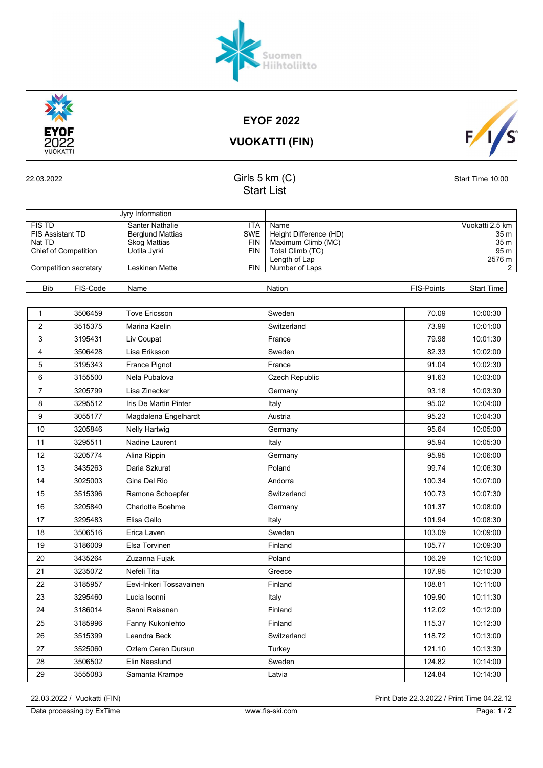# EYOF 2022

## VUOKATTI (FIN)

22.03.2022

### Girls 5 km (C)
### Start List

Start Time 10:00

| Jyry Information | | | |
|---|---|---|---|
| FIS TD | Santer Nathalie | ITA | |
| FIS Assistant TD | Berglund Mattias | SWE | |
| Nat TD | Skog Mattias | FIN | |
| Chief of Competition | Uotila Jyrki | FIN | |
| Competition secretary | Leskinen Mette | FIN | |

| | |
|---|---|
| Name | Vuokatti 2.5 km |
| Height Difference (HD) | 35 m |
| Maximum Climb (MC) | 35 m |
| Total Climb (TC) | 95 m |
| Length of Lap | 2576 m |
| Number of Laps | 2 |

| Bib | FIS-Code | Name | Nation | FIS-Points | Start Time |
|---|---|---|---|---|---|
| 1 | 3506459 | Tove Ericsson | Sweden | 70.09 | 10:00:30 |
| 2 | 3515375 | Marina Kaelin | Switzerland | 73.99 | 10:01:00 |
| 3 | 3195431 | Liv Coupat | France | 79.98 | 10:01:30 |
| 4 | 3506428 | Lisa Eriksson | Sweden | 82.33 | 10:02:00 |
| 5 | 3195343 | France Pignot | France | 91.04 | 10:02:30 |
| 6 | 3155500 | Nela Pubalova | Czech Republic | 91.63 | 10:03:00 |
| 7 | 3205799 | Lisa Zinecker | Germany | 93.18 | 10:03:30 |
| 8 | 3295512 | Iris De Martin Pinter | Italy | 95.02 | 10:04:00 |
| 9 | 3055177 | Magdalena Engelhardt | Austria | 95.23 | 10:04:30 |
| 10 | 3205846 | Nelly Hartwig | Germany | 95.64 | 10:05:00 |
| 11 | 3295511 | Nadine Laurent | Italy | 95.94 | 10:05:30 |
| 12 | 3205774 | Alina Rippin | Germany | 95.95 | 10:06:00 |
| 13 | 3435263 | Daria Szkurat | Poland | 99.74 | 10:06:30 |
| 14 | 3025003 | Gina Del Rio | Andorra | 100.34 | 10:07:00 |
| 15 | 3515396 | Ramona Schoepfer | Switzerland | 100.73 | 10:07:30 |
| 16 | 3205840 | Charlotte Boehme | Germany | 101.37 | 10:08:00 |
| 17 | 3295483 | Elisa Gallo | Italy | 101.94 | 10:08:30 |
| 18 | 3506516 | Erica Laven | Sweden | 103.09 | 10:09:00 |
| 19 | 3186009 | Elsa Torvinen | Finland | 105.77 | 10:09:30 |
| 20 | 3435264 | Zuzanna Fujak | Poland | 106.29 | 10:10:00 |
| 21 | 3235072 | Nefeli Tita | Greece | 107.95 | 10:10:30 |
| 22 | 3185957 | Eevi-Inkeri Tossavainen | Finland | 108.81 | 10:11:00 |
| 23 | 3295460 | Lucia Isonni | Italy | 109.90 | 10:11:30 |
| 24 | 3186014 | Sanni Raisanen | Finland | 112.02 | 10:12:00 |
| 25 | 3185996 | Fanny Kukonlehto | Finland | 115.37 | 10:12:30 |
| 26 | 3515399 | Leandra Beck | Switzerland | 118.72 | 10:13:00 |
| 27 | 3525060 | Ozlem Ceren Dursun | Turkey | 121.10 | 10:13:30 |
| 28 | 3506502 | Elin Naeslund | Sweden | 124.82 | 10:14:00 |
| 29 | 3555083 | Samanta Krampe | Latvia | 124.84 | 10:14:30 |

22.03.2022 / Vuokatti (FIN) — Print Date 22.3.2022 / Print Time 04.22.12

Data processing by ExTime — www.fis-ski.com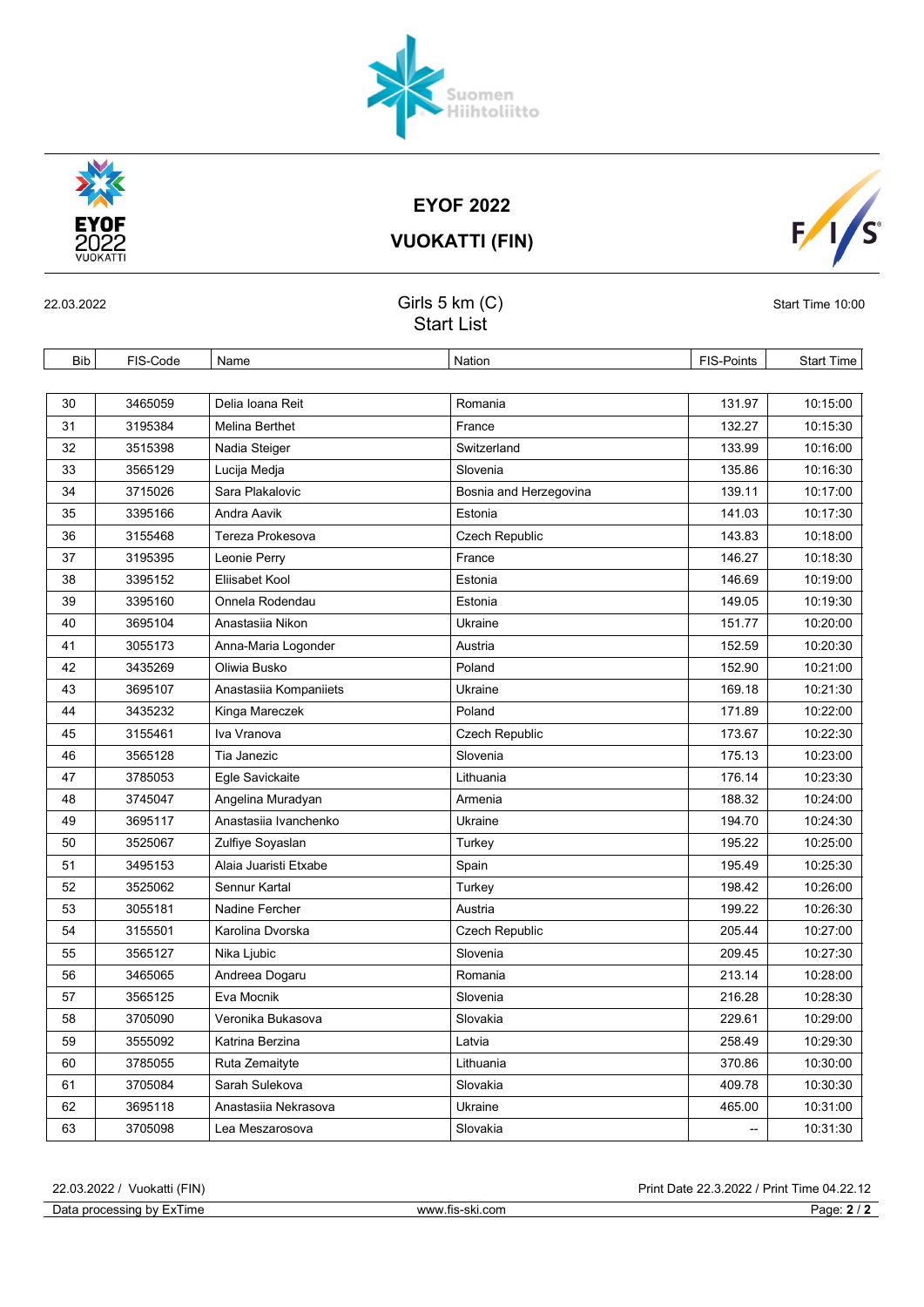# EYOF 2022

## VUOKATTI (FIN)

22.03.2022

### Girls 5 km (C)

### Start List

Start Time 10:00

| Bib | FIS-Code | Name | Nation | FIS-Points | Start Time |
|---|---|---|---|---|---|
| 30 | 3465059 | Delia Ioana Reit | Romania | 131.97 | 10:15:00 |
| 31 | 3195384 | Melina Berthet | France | 132.27 | 10:15:30 |
| 32 | 3515398 | Nadia Steiger | Switzerland | 133.99 | 10:16:00 |
| 33 | 3565129 | Lucija Medja | Slovenia | 135.86 | 10:16:30 |
| 34 | 3715026 | Sara Plakalovic | Bosnia and Herzegovina | 139.11 | 10:17:00 |
| 35 | 3395166 | Andra Aavik | Estonia | 141.03 | 10:17:30 |
| 36 | 3155468 | Tereza Prokesova | Czech Republic | 143.83 | 10:18:00 |
| 37 | 3195395 | Leonie Perry | France | 146.27 | 10:18:30 |
| 38 | 3395152 | Eliisabet Kool | Estonia | 146.69 | 10:19:00 |
| 39 | 3395160 | Onnela Rodendau | Estonia | 149.05 | 10:19:30 |
| 40 | 3695104 | Anastasiia Nikon | Ukraine | 151.77 | 10:20:00 |
| 41 | 3055173 | Anna-Maria Logonder | Austria | 152.59 | 10:20:30 |
| 42 | 3435269 | Oliwia Busko | Poland | 152.90 | 10:21:00 |
| 43 | 3695107 | Anastasiia Kompaniiets | Ukraine | 169.18 | 10:21:30 |
| 44 | 3435232 | Kinga Mareczek | Poland | 171.89 | 10:22:00 |
| 45 | 3155461 | Iva Vranova | Czech Republic | 173.67 | 10:22:30 |
| 46 | 3565128 | Tia Janezic | Slovenia | 175.13 | 10:23:00 |
| 47 | 3785053 | Egle Savickaite | Lithuania | 176.14 | 10:23:30 |
| 48 | 3745047 | Angelina Muradyan | Armenia | 188.32 | 10:24:00 |
| 49 | 3695117 | Anastasiia Ivanchenko | Ukraine | 194.70 | 10:24:30 |
| 50 | 3525067 | Zulfiye Soyaslan | Turkey | 195.22 | 10:25:00 |
| 51 | 3495153 | Alaia Juaristi Etxabe | Spain | 195.49 | 10:25:30 |
| 52 | 3525062 | Sennur Kartal | Turkey | 198.42 | 10:26:00 |
| 53 | 3055181 | Nadine Fercher | Austria | 199.22 | 10:26:30 |
| 54 | 3155501 | Karolina Dvorska | Czech Republic | 205.44 | 10:27:00 |
| 55 | 3565127 | Nika Ljubic | Slovenia | 209.45 | 10:27:30 |
| 56 | 3465065 | Andreea Dogaru | Romania | 213.14 | 10:28:00 |
| 57 | 3565125 | Eva Mocnik | Slovenia | 216.28 | 10:28:30 |
| 58 | 3705090 | Veronika Bukasova | Slovakia | 229.61 | 10:29:00 |
| 59 | 3555092 | Katrina Berzina | Latvia | 258.49 | 10:29:30 |
| 60 | 3785055 | Ruta Zemaityte | Lithuania | 370.86 | 10:30:00 |
| 61 | 3705084 | Sarah Sulekova | Slovakia | 409.78 | 10:30:30 |
| 62 | 3695118 | Anastasiia Nekrasova | Ukraine | 465.00 | 10:31:00 |
| 63 | 3705098 | Lea Meszarosova | Slovakia | -- | 10:31:30 |

22.03.2022 / Vuokatti (FIN)

Print Date 22.3.2022 / Print Time 04.22.12

Data processing by ExTime

www.fis-ski.com